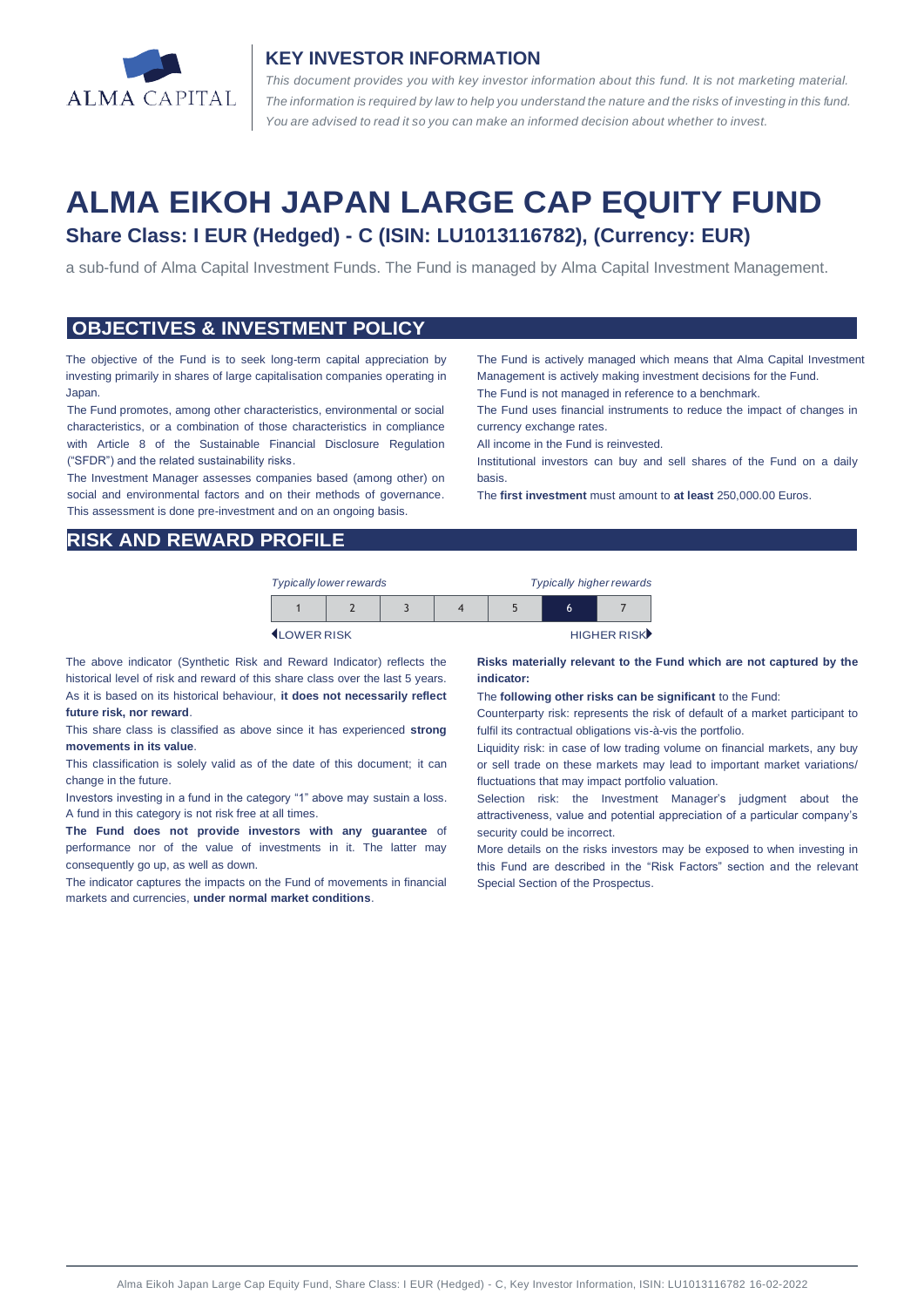ALMA CAPITAL

## KEY INVESTOR INFORMATION

*This document provides you with key investor information about this fund. It is not marketing material. The information is required by law to help you understand the nature and the risks of investing in this fund. You are advised to read it so you can make an informed decision about whether to invest.*

# ALMA EIKOH JAPAN LARGE CAP EQUITY FUND

### Share Class: I EUR (Hedged) - C (ISIN: LU1013116782), (Currency: EUR)

a sub-fund of Alma Capital Investment Funds. The Fund is managed by Alma Capital Investment Management.

## OBJECTIVES & INVESTMENT POLICY

The objective of the Fund is to seek long-term capital appreciation by investing primarily in shares of large capitalisation companies operating in Japan.

The Fund promotes, among other characteristics, environmental or social characteristics, or a combination of those characteristics in compliance with Article 8 of the Sustainable Financial Disclosure Regulation ("SFDR") and the related sustainability risks.

The Investment Manager assesses companies based (among other) on social and environmental factors and on their methods of governance. This assessment is done pre-investment and on an ongoing basis.

The Fund is actively managed which means that Alma Capital Investment Management is actively making investment decisions for the Fund.

The Fund is not managed in reference to a benchmark.

The Fund uses financial instruments to reduce the impact of changes in currency exchange rates.

All income in the Fund is reinvested.

Institutional investors can buy and sell shares of the Fund on a daily basis.

The **first investment** must amount to **at least** 250,000.00 Euros.

## RISK AND REWARD PROFILE

*Typically lower rewards* — *Typically higher rewards*

| 1 | 2 | 3 | 4 | 5 | **6** | 7 |
|---|---|---|---|---|---|---|

LOWER RISK — HIGHER RISK

The above indicator (Synthetic Risk and Reward Indicator) reflects the historical level of risk and reward of this share class over the last 5 years. As it is based on its historical behaviour, **it does not necessarily reflect future risk, nor reward**.

This share class is classified as above since it has experienced **strong movements in its value**.

This classification is solely valid as of the date of this document; it can change in the future.

Investors investing in a fund in the category "1" above may sustain a loss. A fund in this category is not risk free at all times.

**The Fund does not provide investors with any guarantee** of performance nor of the value of investments in it. The latter may consequently go up, as well as down.

The indicator captures the impacts on the Fund of movements in financial markets and currencies, **under normal market conditions**.

**Risks materially relevant to the Fund which are not captured by the indicator:**

The **following other risks can be significant** to the Fund:

Counterparty risk: represents the risk of default of a market participant to fulfil its contractual obligations vis-à-vis the portfolio.

Liquidity risk: in case of low trading volume on financial markets, any buy or sell trade on these markets may lead to important market variations/ fluctuations that may impact portfolio valuation.

Selection risk: the Investment Manager's judgment about the attractiveness, value and potential appreciation of a particular company's security could be incorrect.

More details on the risks investors may be exposed to when investing in this Fund are described in the "Risk Factors" section and the relevant Special Section of the Prospectus.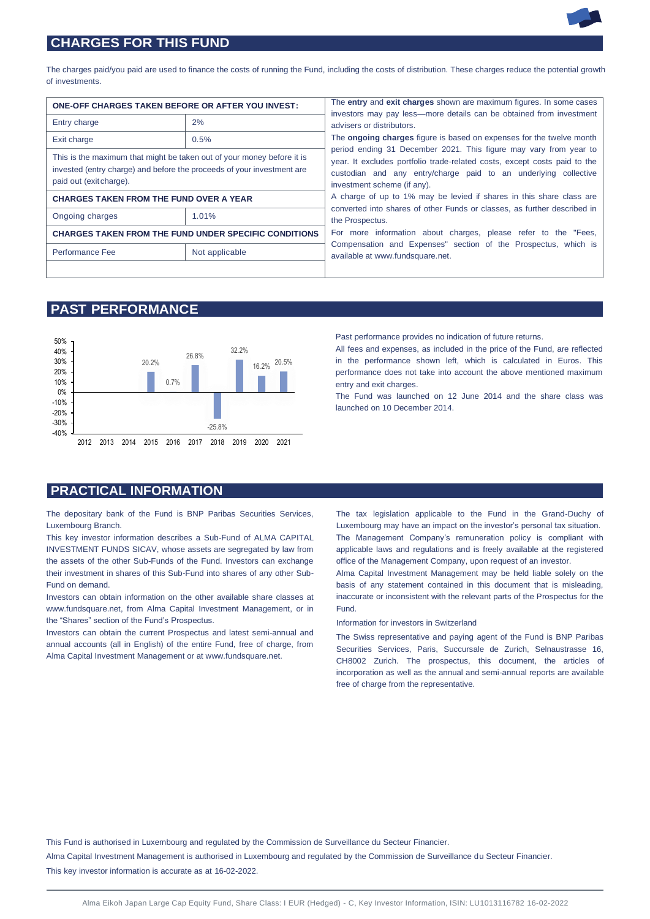## CHARGES FOR THIS FUND

The charges paid/you paid are used to finance the costs of running the Fund, including the costs of distribution. These charges reduce the potential growth of investments.

| ONE-OFF CHARGES TAKEN BEFORE OR AFTER YOU INVEST: | |
|---|---|
| Entry charge | 2% |
| Exit charge | 0.5% |
| This is the maximum that might be taken out of your money before it is invested (entry charge) and before the proceeds of your investment are paid out (exit charge). | |
| **CHARGES TAKEN FROM THE FUND OVER A YEAR** | |
| Ongoing charges | 1.01% |
| **CHARGES TAKEN FROM THE FUND UNDER SPECIFIC CONDITIONS** | |
| Performance Fee | Not applicable |

The **entry** and **exit charges** shown are maximum figures. In some cases investors may pay less—more details can be obtained from investment advisers or distributors.

The **ongoing charges** figure is based on expenses for the twelve month period ending 31 December 2021. This figure may vary from year to year. It excludes portfolio trade-related costs, except costs paid to the custodian and any entry/charge paid to an underlying collective investment scheme (if any).

A charge of up to 1% may be levied if shares in this share class are converted into shares of other Funds or classes, as further described in the Prospectus.

For more information about charges, please refer to the "Fees, Compensation and Expenses" section of the Prospectus, which is available at www.fundsquare.net.

## PAST PERFORMANCE

50%
40%
30%
20%
10%
0%
-10%
-20%
-30%
-40%

20.2%
0.7%
26.8%
-25.8%
32.2%
16.2%
20.5%

2012 2013 2014 2015 2016 2017 2018 2019 2020 2021

Past performance provides no indication of future returns.

All fees and expenses, as included in the price of the Fund, are reflected in the performance shown left, which is calculated in Euros. This performance does not take into account the above mentioned maximum entry and exit charges.

The Fund was launched on 12 June 2014 and the share class was launched on 10 December 2014.

## PRACTICAL INFORMATION

The depositary bank of the Fund is BNP Paribas Securities Services, Luxembourg Branch.

This key investor information describes a Sub-Fund of ALMA CAPITAL INVESTMENT FUNDS SICAV, whose assets are segregated by law from the assets of the other Sub-Funds of the Fund. Investors can exchange their investment in shares of this Sub-Fund into shares of any other Sub-Fund on demand.

Investors can obtain information on the other available share classes at www.fundsquare.net, from Alma Capital Investment Management, or in the "Shares" section of the Fund's Prospectus.

Investors can obtain the current Prospectus and latest semi-annual and annual accounts (all in English) of the entire Fund, free of charge, from Alma Capital Investment Management or at www.fundsquare.net.

The tax legislation applicable to the Fund in the Grand-Duchy of Luxembourg may have an impact on the investor's personal tax situation.

The Management Company's remuneration policy is compliant with applicable laws and regulations and is freely available at the registered office of the Management Company, upon request of an investor.

Alma Capital Investment Management may be held liable solely on the basis of any statement contained in this document that is misleading, inaccurate or inconsistent with the relevant parts of the Prospectus for the Fund.

Information for investors in Switzerland

The Swiss representative and paying agent of the Fund is BNP Paribas Securities Services, Paris, Succursale de Zurich, Selnaustrasse 16, CH8002 Zurich. The prospectus, this document, the articles of incorporation as well as the annual and semi-annual reports are available free of charge from the representative.

This Fund is authorised in Luxembourg and regulated by the Commission de Surveillance du Secteur Financier.

Alma Capital Investment Management is authorised in Luxembourg and regulated by the Commission de Surveillance du Secteur Financier.

This key investor information is accurate as at 16-02-2022.